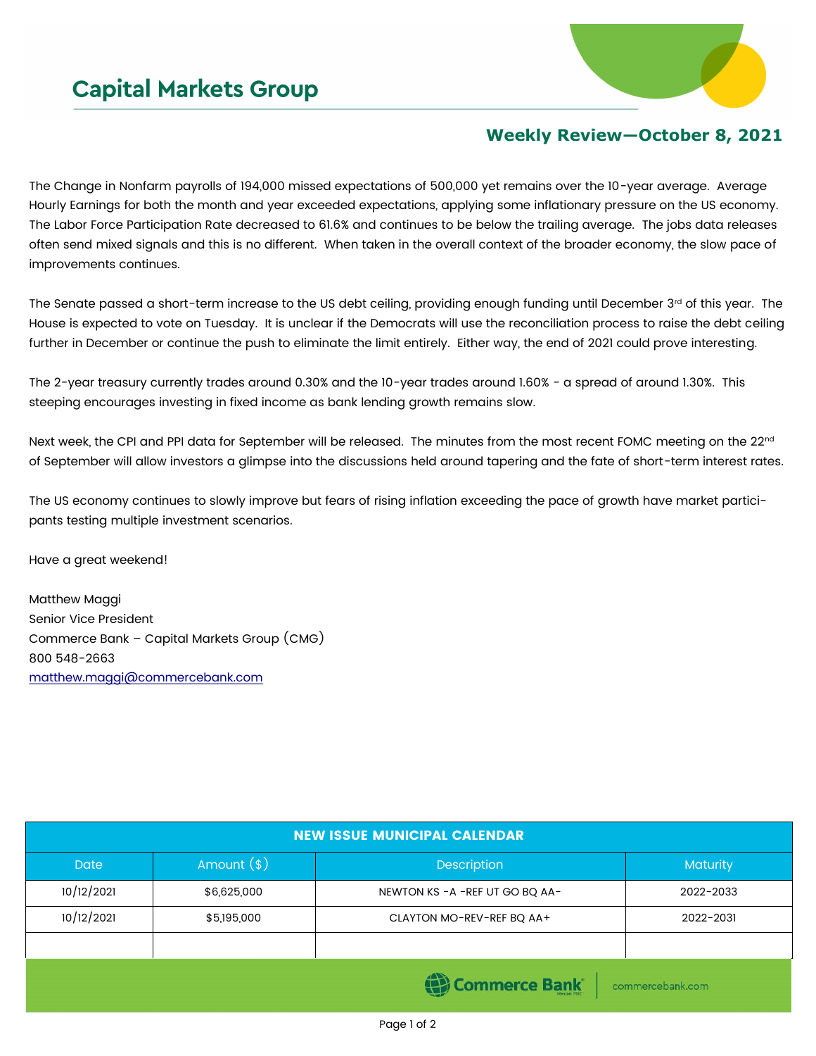# Capital Markets Group

## Weekly Review—October 8, 2021

The Change in Nonfarm payrolls of 194,000 missed expectations of 500,000 yet remains over the 10-year average. Average Hourly Earnings for both the month and year exceeded expectations, applying some inflationary pressure on the US economy. The Labor Force Participation Rate decreased to 61.6% and continues to be below the trailing average. The jobs data releases often send mixed signals and this is no different. When taken in the overall context of the broader economy, the slow pace of improvements continues.

The Senate passed a short-term increase to the US debt ceiling, providing enough funding until December 3rd of this year. The House is expected to vote on Tuesday. It is unclear if the Democrats will use the reconciliation process to raise the debt ceiling further in December or continue the push to eliminate the limit entirely. Either way, the end of 2021 could prove interesting.

The 2-year treasury currently trades around 0.30% and the 10-year trades around 1.60% - a spread of around 1.30%. This steeping encourages investing in fixed income as bank lending growth remains slow.

Next week, the CPI and PPI data for September will be released. The minutes from the most recent FOMC meeting on the 22nd of September will allow investors a glimpse into the discussions held around tapering and the fate of short-term interest rates.

The US economy continues to slowly improve but fears of rising inflation exceeding the pace of growth have market participants testing multiple investment scenarios.

Have a great weekend!

Matthew Maggi  
Senior Vice President  
Commerce Bank – Capital Markets Group (CMG)  
800 548-2663  
matthew.maggi@commercebank.com

| NEW ISSUE MUNICIPAL CALENDAR | | | |
|---|---|---|---|
| Date | Amount ($) | Description | Maturity |
| 10/12/2021 | $6,625,000 | NEWTON KS -A -REF UT GO BQ AA- | 2022-2033 |
| 10/12/2021 | $5,195,000 | CLAYTON MO-REV-REF BQ AA+ | 2022-2031 |
| | | | |

Commerce Bank | commercebank.com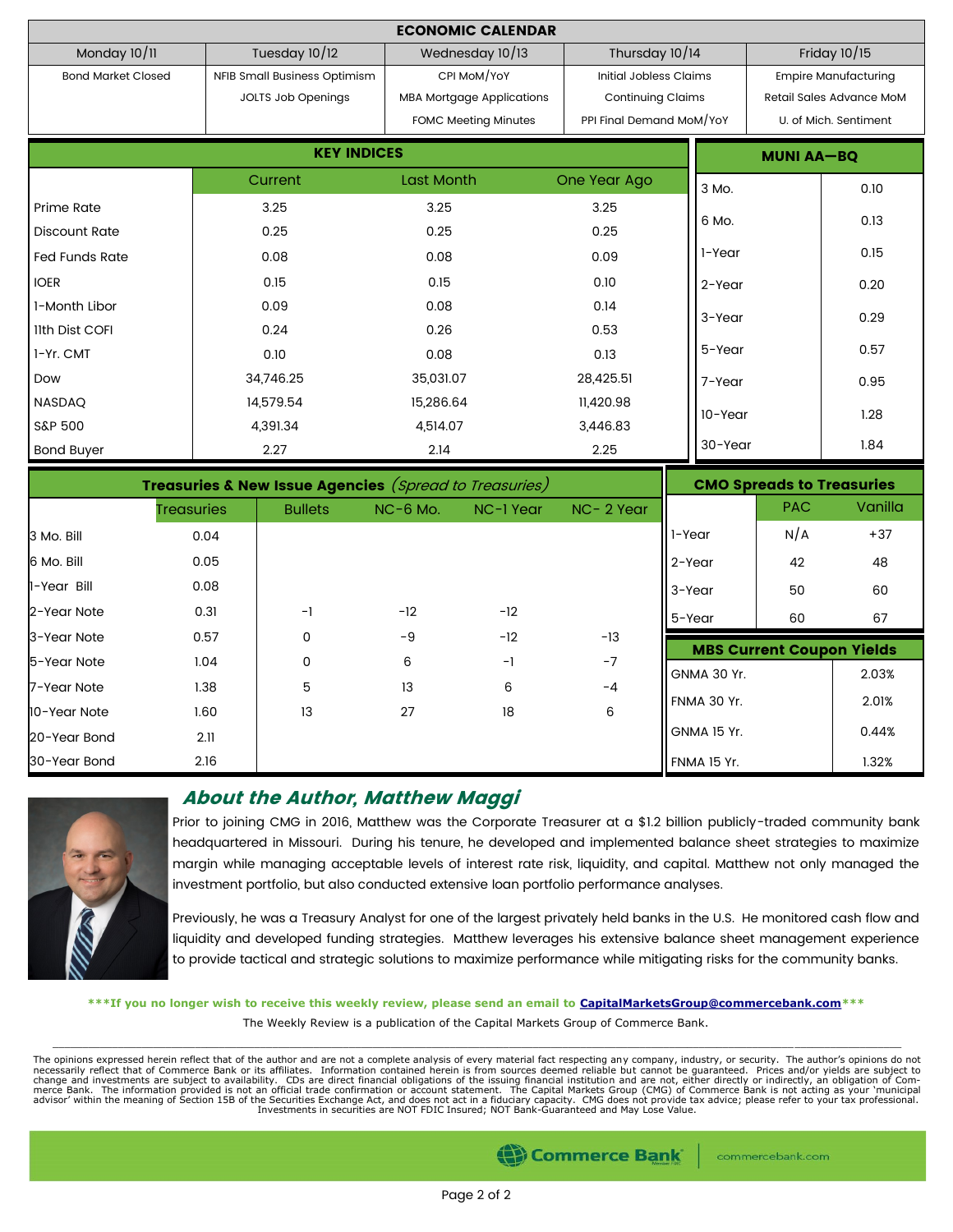## ECONOMIC CALENDAR

| Monday 10/11 | Tuesday 10/12 | Wednesday 10/13 | Thursday 10/14 | Friday 10/15 |
|---|---|---|---|---|
| Bond Market Closed | NFIB Small Business Optimism | CPI MoM/YoY | Initial Jobless Claims | Empire Manufacturing |
| | JOLTS Job Openings | MBA Mortgage Applications | Continuing Claims | Retail Sales Advance MoM |
| | | FOMC Meeting Minutes | PPI Final Demand MoM/YoY | U. of Mich. Sentiment |

## KEY INDICES

| | Current | Last Month | One Year Ago |
|---|---|---|---|
| Prime Rate | 3.25 | 3.25 | 3.25 |
| Discount Rate | 0.25 | 0.25 | 0.25 |
| Fed Funds Rate | 0.08 | 0.08 | 0.09 |
| IOER | 0.15 | 0.15 | 0.10 |
| 1-Month Libor | 0.09 | 0.08 | 0.14 |
| 11th Dist COFI | 0.24 | 0.26 | 0.53 |
| 1-Yr. CMT | 0.10 | 0.08 | 0.13 |
| Dow | 34,746.25 | 35,031.07 | 28,425.51 |
| NASDAQ | 14,579.54 | 15,286.64 | 11,420.98 |
| S&P 500 | 4,391.34 | 4,514.07 | 3,446.83 |
| Bond Buyer | 2.27 | 2.14 | 2.25 |

## MUNI AA—BQ

| | |
|---|---|
| 3 Mo. | 0.10 |
| 6 Mo. | 0.13 |
| 1-Year | 0.15 |
| 2-Year | 0.20 |
| 3-Year | 0.29 |
| 5-Year | 0.57 |
| 7-Year | 0.95 |
| 10-Year | 1.28 |
| 30-Year | 1.84 |

## Treasuries & New Issue Agencies *(Spread to Treasuries)*

| | Treasuries | Bullets | NC-6 Mo. | NC-1 Year | NC- 2 Year |
|---|---|---|---|---|---|
| 3 Mo. Bill | 0.04 | | | | |
| 6 Mo. Bill | 0.05 | | | | |
| 1-Year Bill | 0.08 | | | | |
| 2-Year Note | 0.31 | -1 | -12 | -12 | |
| 3-Year Note | 0.57 | 0 | -9 | -12 | -13 |
| 5-Year Note | 1.04 | 0 | 6 | -1 | -7 |
| 7-Year Note | 1.38 | 5 | 13 | 6 | -4 |
| 10-Year Note | 1.60 | 13 | 27 | 18 | 6 |
| 20-Year Bond | 2.11 | | | | |
| 30-Year Bond | 2.16 | | | | |

## CMO Spreads to Treasuries

| | PAC | Vanilla |
|---|---|---|
| 1-Year | N/A | +37 |
| 2-Year | 42 | 48 |
| 3-Year | 50 | 60 |
| 5-Year | 60 | 67 |

## MBS Current Coupon Yields

| | |
|---|---|
| GNMA 30 Yr. | 2.03% |
| FNMA 30 Yr. | 2.01% |
| GNMA 15 Yr. | 0.44% |
| FNMA 15 Yr. | 1.32% |

## *About the Author, Matthew Maggi*

Prior to joining CMG in 2016, Matthew was the Corporate Treasurer at a $1.2 billion publicly-traded community bank headquartered in Missouri. During his tenure, he developed and implemented balance sheet strategies to maximize margin while managing acceptable levels of interest rate risk, liquidity, and capital. Matthew not only managed the investment portfolio, but also conducted extensive loan portfolio performance analyses.

Previously, he was a Treasury Analyst for one of the largest privately held banks in the U.S. He monitored cash flow and liquidity and developed funding strategies. Matthew leverages his extensive balance sheet management experience to provide tactical and strategic solutions to maximize performance while mitigating risks for the community banks.

**\*\*\*If you no longer wish to receive this weekly review, please send an email to CapitalMarketsGroup@commercebank.com\*\*\***

The Weekly Review is a publication of the Capital Markets Group of Commerce Bank.

The opinions expressed herein reflect that of the author and are not a complete analysis of every material fact respecting any company, industry, or security. The author's opinions do not necessarily reflect that of Commerce Bank or its affiliates. Information contained herein is from sources deemed reliable but cannot be guaranteed. Prices and/or yields are subject to change and investments are subject to availability. CDs are direct financial obligations of the issuing financial institution and are not, either directly or indirectly, an obligation of Commerce Bank. The information provided is not an official trade confirmation or account statement. The Capital Markets Group (CMG) of Commerce Bank is not acting as your 'municipal advisor' within the meaning of Section 15B of the Securities Exchange Act, and does not act in a fiduciary capacity. CMG does not provide tax advice; please refer to your tax professional. Investments in securities are NOT FDIC Insured; NOT Bank-Guaranteed and May Lose Value.

Commerce Bank | commercebank.com